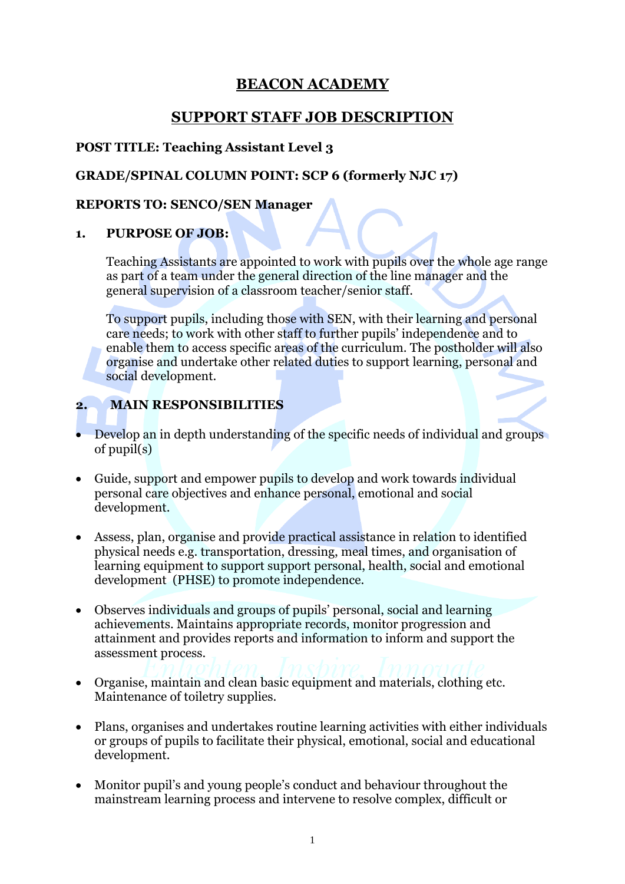# BEACON ACADEMY

## SUPPORT STAFF JOB DESCRIPTION

**POST TITLE: Teaching Assistant Level 3**

**GRADE/SPINAL COLUMN POINT: SCP 6 (formerly NJC 17)**

**REPORTS TO: SENCO/SEN Manager**

### 1. PURPOSE OF JOB:

Teaching Assistants are appointed to work with pupils over the whole age range as part of a team under the general direction of the line manager and the general supervision of a classroom teacher/senior staff.

To support pupils, including those with SEN, with their learning and personal care needs; to work with other staff to further pupils' independence and to enable them to access specific areas of the curriculum. The postholder will also organise and undertake other related duties to support learning, personal and social development.

### 2. MAIN RESPONSIBILITIES

- Develop an in depth understanding of the specific needs of individual and groups of pupil(s)

- Guide, support and empower pupils to develop and work towards individual personal care objectives and enhance personal, emotional and social development.

- Assess, plan, organise and provide practical assistance in relation to identified physical needs e.g. transportation, dressing, meal times, and organisation of learning equipment to support support personal, health, social and emotional development (PHSE) to promote independence.

- Observes individuals and groups of pupils' personal, social and learning achievements. Maintains appropriate records, monitor progression and attainment and provides reports and information to inform and support the assessment process.

- Organise, maintain and clean basic equipment and materials, clothing etc. Maintenance of toiletry supplies.

- Plans, organises and undertakes routine learning activities with either individuals or groups of pupils to facilitate their physical, emotional, social and educational development.

- Monitor pupil's and young people's conduct and behaviour throughout the mainstream learning process and intervene to resolve complex, difficult or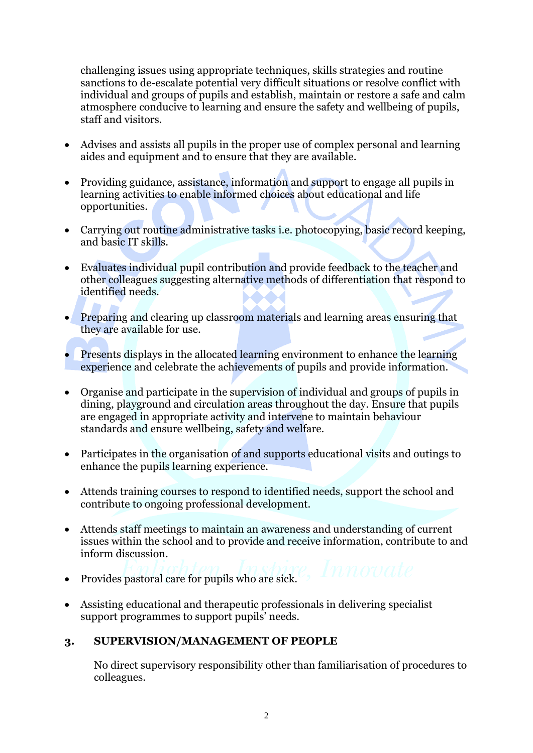challenging issues using appropriate techniques, skills strategies and routine sanctions to de-escalate potential very difficult situations or resolve conflict with individual and groups of pupils and establish, maintain or restore a safe and calm atmosphere conducive to learning and ensure the safety and wellbeing of pupils, staff and visitors.

- Advises and assists all pupils in the proper use of complex personal and learning aides and equipment and to ensure that they are available.

- Providing guidance, assistance, information and support to engage all pupils in learning activities to enable informed choices about educational and life opportunities.

- Carrying out routine administrative tasks i.e. photocopying, basic record keeping, and basic IT skills.

- Evaluates individual pupil contribution and provide feedback to the teacher and other colleagues suggesting alternative methods of differentiation that respond to identified needs.

- Preparing and clearing up classroom materials and learning areas ensuring that they are available for use.

- Presents displays in the allocated learning environment to enhance the learning experience and celebrate the achievements of pupils and provide information.

- Organise and participate in the supervision of individual and groups of pupils in dining, playground and circulation areas throughout the day. Ensure that pupils are engaged in appropriate activity and intervene to maintain behaviour standards and ensure wellbeing, safety and welfare.

- Participates in the organisation of and supports educational visits and outings to enhance the pupils learning experience.

- Attends training courses to respond to identified needs, support the school and contribute to ongoing professional development.

- Attends staff meetings to maintain an awareness and understanding of current issues within the school and to provide and receive information, contribute to and inform discussion.

- Provides pastoral care for pupils who are sick.

- Assisting educational and therapeutic professionals in delivering specialist support programmes to support pupils' needs.

## 3. SUPERVISION/MANAGEMENT OF PEOPLE

No direct supervisory responsibility other than familiarisation of procedures to colleagues.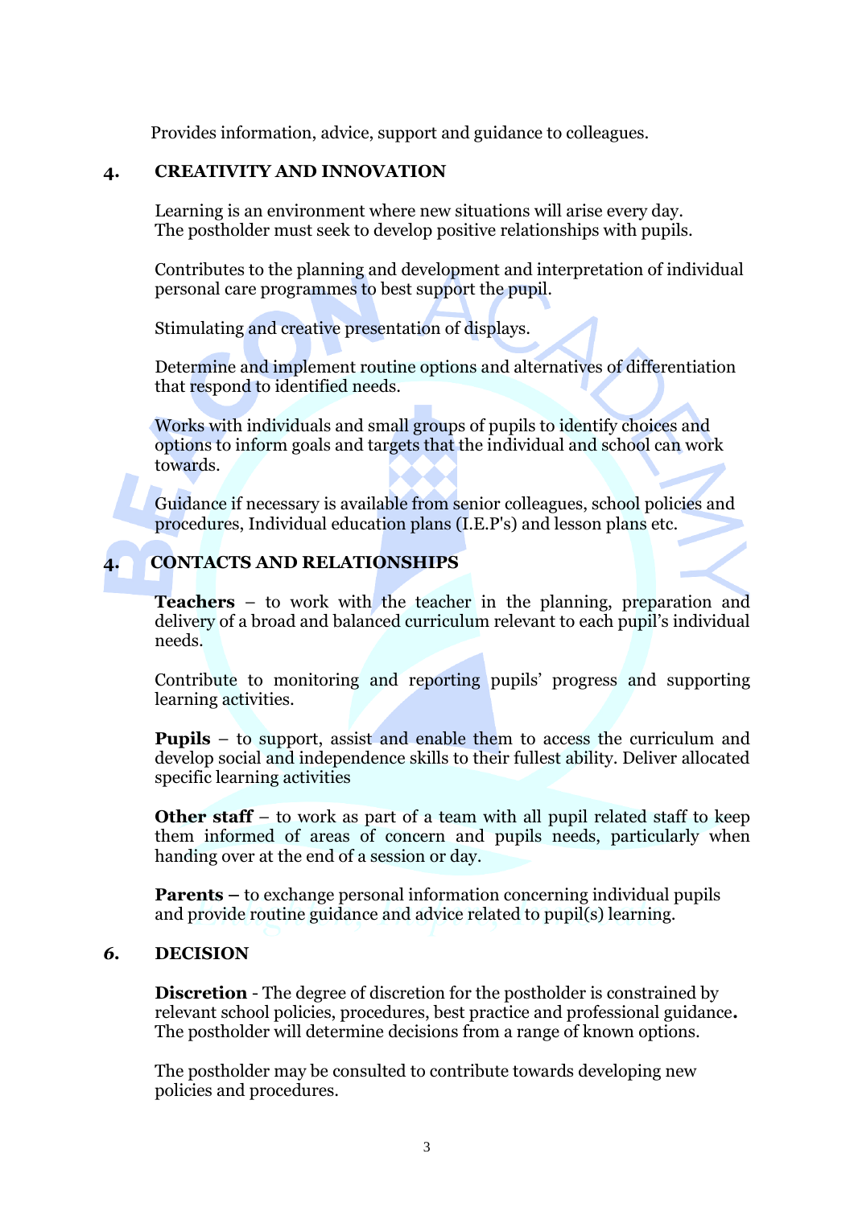Provides information, advice, support and guidance to colleagues.

## 4. CREATIVITY AND INNOVATION

Learning is an environment where new situations will arise every day. The postholder must seek to develop positive relationships with pupils.

Contributes to the planning and development and interpretation of individual personal care programmes to best support the pupil.

Stimulating and creative presentation of displays.

Determine and implement routine options and alternatives of differentiation that respond to identified needs.

Works with individuals and small groups of pupils to identify choices and options to inform goals and targets that the individual and school can work towards.

Guidance if necessary is available from senior colleagues, school policies and procedures, Individual education plans (I.E.P's) and lesson plans etc.

## 4. CONTACTS AND RELATIONSHIPS

**Teachers** – to work with the teacher in the planning, preparation and delivery of a broad and balanced curriculum relevant to each pupil's individual needs.

Contribute to monitoring and reporting pupils' progress and supporting learning activities.

**Pupils** – to support, assist and enable them to access the curriculum and develop social and independence skills to their fullest ability. Deliver allocated specific learning activities

**Other staff** – to work as part of a team with all pupil related staff to keep them informed of areas of concern and pupils needs, particularly when handing over at the end of a session or day.

**Parents –** to exchange personal information concerning individual pupils and provide routine guidance and advice related to pupil(s) learning.

## *6.* DECISION

**Discretion** - The degree of discretion for the postholder is constrained by relevant school policies, procedures, best practice and professional guidance**.** The postholder will determine decisions from a range of known options.

The postholder may be consulted to contribute towards developing new policies and procedures.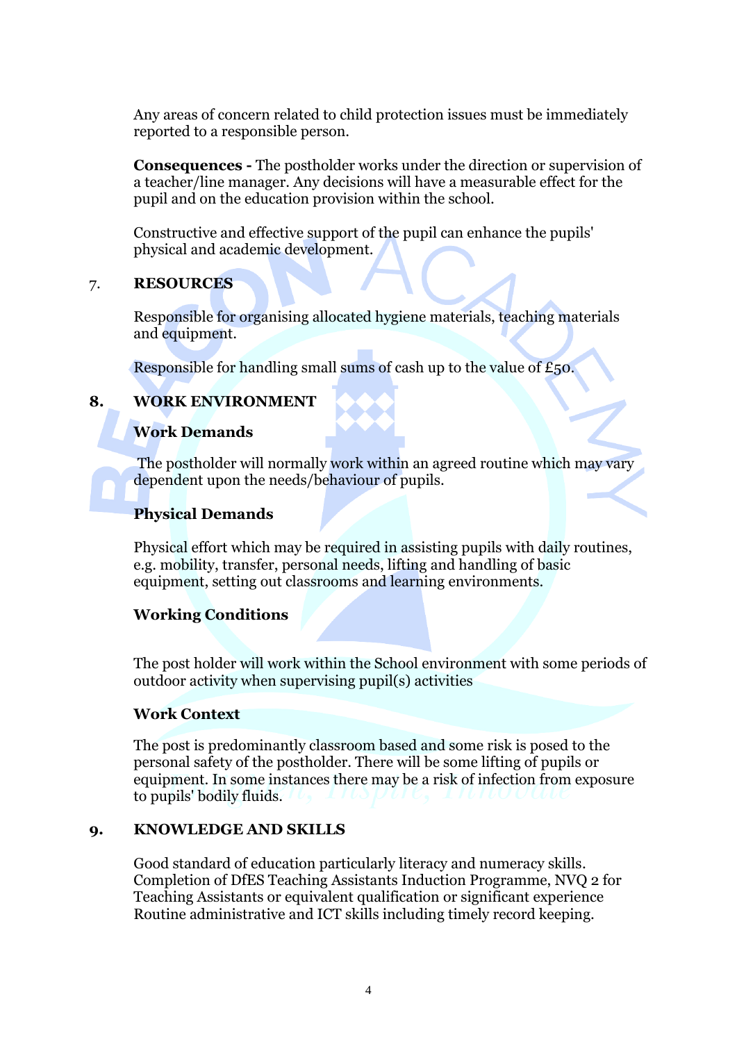Any areas of concern related to child protection issues must be immediately reported to a responsible person.

**Consequences -** The postholder works under the direction or supervision of a teacher/line manager. Any decisions will have a measurable effect for the pupil and on the education provision within the school.

Constructive and effective support of the pupil can enhance the pupils' physical and academic development.

## 7. RESOURCES

Responsible for organising allocated hygiene materials, teaching materials and equipment.

Responsible for handling small sums of cash up to the value of £50.

## 8. WORK ENVIRONMENT

### Work Demands

The postholder will normally work within an agreed routine which may vary dependent upon the needs/behaviour of pupils.

### Physical Demands

Physical effort which may be required in assisting pupils with daily routines, e.g. mobility, transfer, personal needs, lifting and handling of basic equipment, setting out classrooms and learning environments.

### Working Conditions

The post holder will work within the School environment with some periods of outdoor activity when supervising pupil(s) activities

### Work Context

The post is predominantly classroom based and some risk is posed to the personal safety of the postholder. There will be some lifting of pupils or equipment. In some instances there may be a risk of infection from exposure to pupils' bodily fluids.

## 9. KNOWLEDGE AND SKILLS

Good standard of education particularly literacy and numeracy skills.
Completion of DfES Teaching Assistants Induction Programme, NVQ 2 for Teaching Assistants or equivalent qualification or significant experience
Routine administrative and ICT skills including timely record keeping.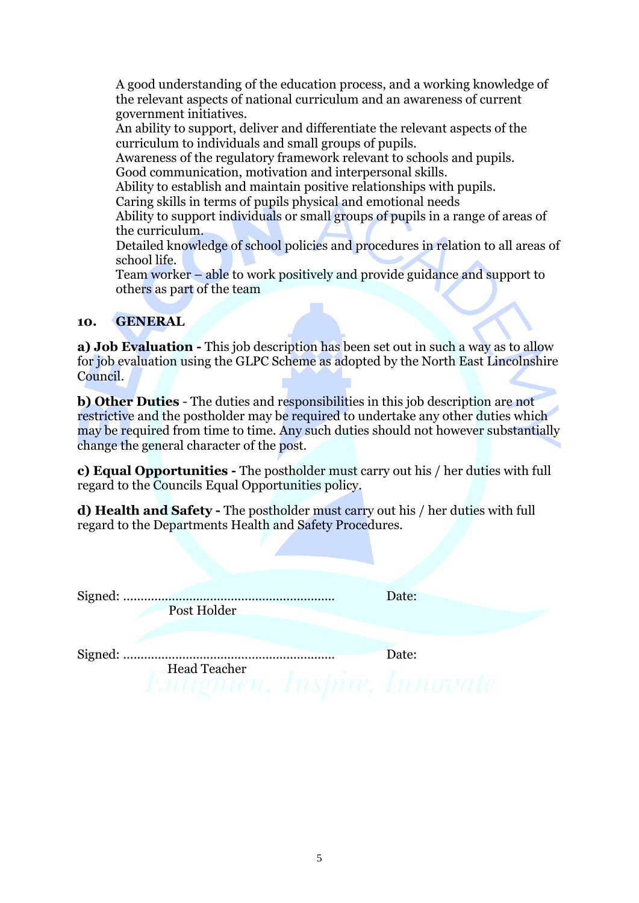A good understanding of the education process, and a working knowledge of the relevant aspects of national curriculum and an awareness of current government initiatives.
An ability to support, deliver and differentiate the relevant aspects of the curriculum to individuals and small groups of pupils.
Awareness of the regulatory framework relevant to schools and pupils.
Good communication, motivation and interpersonal skills.
Ability to establish and maintain positive relationships with pupils.
Caring skills in terms of pupils physical and emotional needs
Ability to support individuals or small groups of pupils in a range of areas of the curriculum.
Detailed knowledge of school policies and procedures in relation to all areas of school life.
Team worker – able to work positively and provide guidance and support to others as part of the team

## 10. GENERAL

**a) Job Evaluation -** This job description has been set out in such a way as to allow for job evaluation using the GLPC Scheme as adopted by the North East Lincolnshire Council.

**b) Other Duties** - The duties and responsibilities in this job description are not restrictive and the postholder may be required to undertake any other duties which may be required from time to time. Any such duties should not however substantially change the general character of the post.

**c) Equal Opportunities -** The postholder must carry out his / her duties with full regard to the Councils Equal Opportunities policy.

**d) Health and Safety -** The postholder must carry out his / her duties with full regard to the Departments Health and Safety Procedures.

Signed: ............................................................ Date:
Post Holder

Signed: ............................................................ Date:
Head Teacher